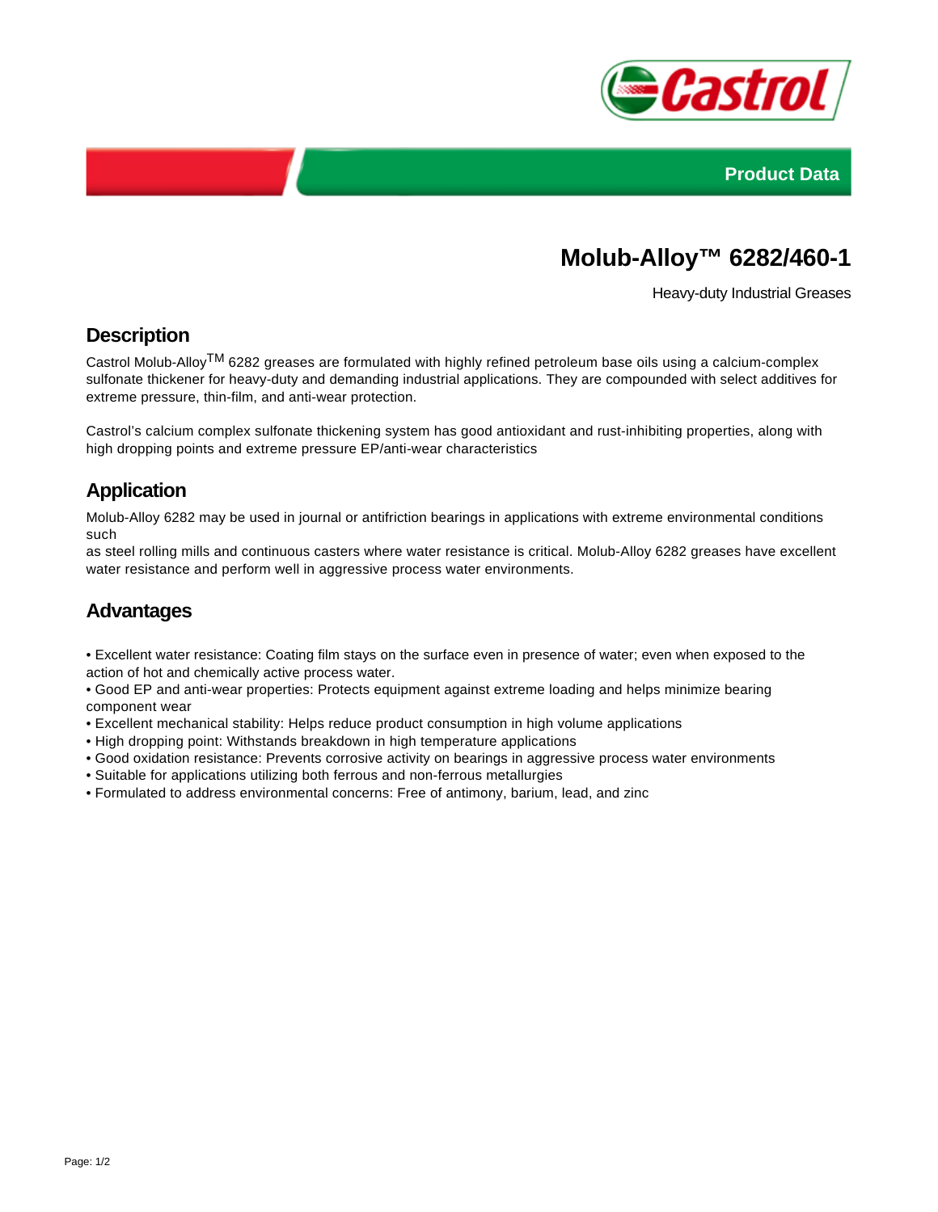Product Data

# Molub-Alloy™ 6282/460-1

Heavy-duty Industrial Greases

## Description

Castrol Molub-Alloy™ 6282 greases are formulated with highly refined petroleum base oils using a calcium-complex sulfonate thickener for heavy-duty and demanding industrial applications. They are compounded with select additives for extreme pressure, thin-film, and anti-wear protection.

Castrol's calcium complex sulfonate thickening system has good antioxidant and rust-inhibiting properties, along with high dropping points and extreme pressure EP/anti-wear characteristics

## Application

Molub-Alloy 6282 may be used in journal or antifriction bearings in applications with extreme environmental conditions such
as steel rolling mills and continuous casters where water resistance is critical. Molub-Alloy 6282 greases have excellent water resistance and perform well in aggressive process water environments.

## Advantages

- Excellent water resistance: Coating film stays on the surface even in presence of water; even when exposed to the action of hot and chemically active process water.
- Good EP and anti-wear properties: Protects equipment against extreme loading and helps minimize bearing component wear
- Excellent mechanical stability: Helps reduce product consumption in high volume applications
- High dropping point: Withstands breakdown in high temperature applications
- Good oxidation resistance: Prevents corrosive activity on bearings in aggressive process water environments
- Suitable for applications utilizing both ferrous and non-ferrous metallurgies
- Formulated to address environmental concerns: Free of antimony, barium, lead, and zinc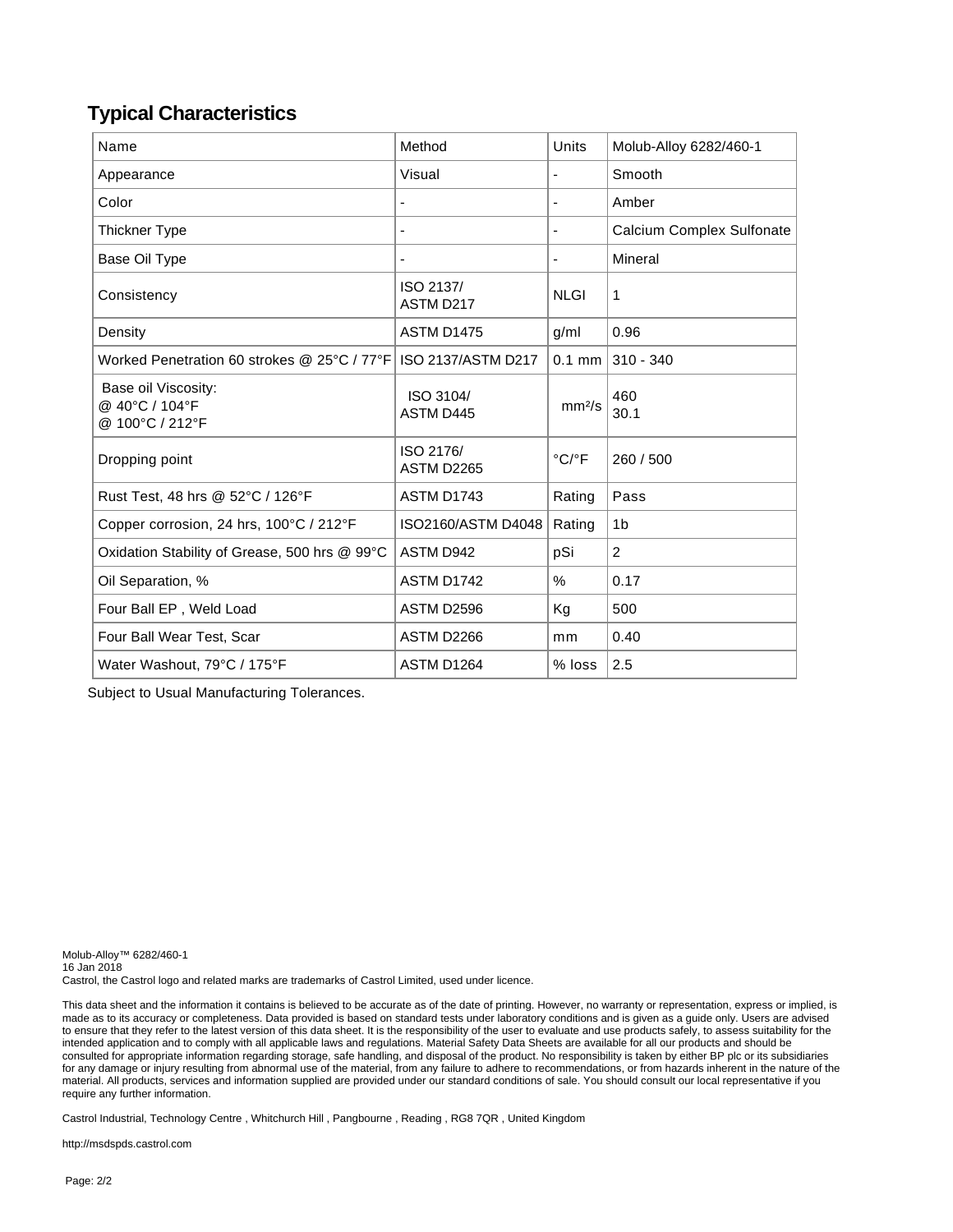## Typical Characteristics

| Name | Method | Units | Molub-Alloy 6282/460-1 |
|---|---|---|---|
| Appearance | Visual | - | Smooth |
| Color | - | - | Amber |
| Thickner Type | - | - | Calcium Complex Sulfonate |
| Base Oil Type | - | - | Mineral |
| Consistency | ISO 2137/ ASTM D217 | NLGI | 1 |
| Density | ASTM D1475 | g/ml | 0.96 |
| Worked Penetration 60 strokes @ 25°C / 77°F | ISO 2137/ASTM D217 | 0.1 mm | 310 - 340 |
| Base oil Viscosity: @ 40°C / 104°F @ 100°C / 212°F | ISO 3104/ ASTM D445 | $mm^2/s$ | 460 30.1 |
| Dropping point | ISO 2176/ ASTM D2265 | °C/°F | 260 / 500 |
| Rust Test, 48 hrs @ 52°C / 126°F | ASTM D1743 | Rating | Pass |
| Copper corrosion, 24 hrs, 100°C / 212°F | ISO2160/ASTM D4048 | Rating | 1b |
| Oxidation Stability of Grease, 500 hrs @ 99°C | ASTM D942 | pSi | 2 |
| Oil Separation, % | ASTM D1742 | % | 0.17 |
| Four Ball EP , Weld Load | ASTM D2596 | Kg | 500 |
| Four Ball Wear Test, Scar | ASTM D2266 | mm | 0.40 |
| Water Washout, 79°C / 175°F | ASTM D1264 | % loss | 2.5 |

Subject to Usual Manufacturing Tolerances.

Molub-Alloy™ 6282/460-1
16 Jan 2018
Castrol, the Castrol logo and related marks are trademarks of Castrol Limited, used under licence.

This data sheet and the information it contains is believed to be accurate as of the date of printing. However, no warranty or representation, express or implied, is made as to its accuracy or completeness. Data provided is based on standard tests under laboratory conditions and is given as a guide only. Users are advised to ensure that they refer to the latest version of this data sheet. It is the responsibility of the user to evaluate and use products safely, to assess suitability for the intended application and to comply with all applicable laws and regulations. Material Safety Data Sheets are available for all our products and should be consulted for appropriate information regarding storage, safe handling, and disposal of the product. No responsibility is taken by either BP plc or its subsidiaries for any damage or injury resulting from abnormal use of the material, from any failure to adhere to recommendations, or from hazards inherent in the nature of the material. All products, services and information supplied are provided under our standard conditions of sale. You should consult our local representative if you require any further information.

Castrol Industrial, Technology Centre , Whitchurch Hill , Pangbourne , Reading , RG8 7QR , United Kingdom

http://msdspds.castrol.com